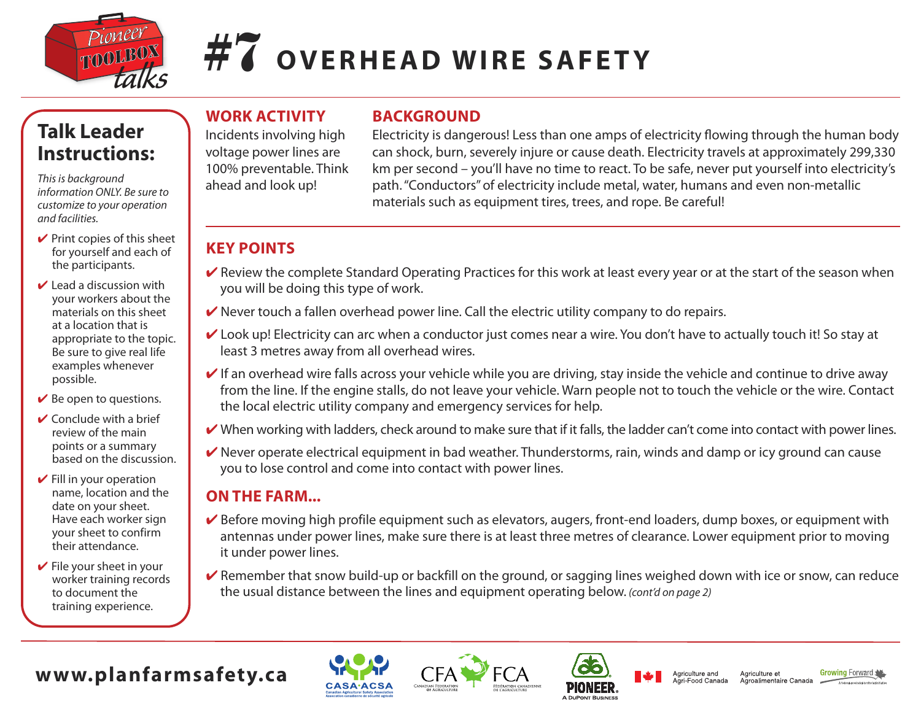# #7 OVERHEAD WIRE SAFETY

## Talk Leader Instructions:

*This is background information ONLY. Be sure to customize to your operation and facilities.*

- ✔ Print copies of this sheet for yourself and each of the participants.
- ✔ Lead a discussion with your workers about the materials on this sheet at a location that is appropriate to the topic. Be sure to give real life examples whenever possible.
- ✔ Be open to questions.
- ✔ Conclude with a brief review of the main points or a summary based on the discussion.
- ✔ Fill in your operation name, location and the date on your sheet. Have each worker sign your sheet to confirm their attendance.
- ✔ File your sheet in your worker training records to document the training experience.

## WORK ACTIVITY

Incidents involving high voltage power lines are 100% preventable. Think ahead and look up!

## BACKGROUND

Electricity is dangerous! Less than one amps of electricity flowing through the human body can shock, burn, severely injure or cause death. Electricity travels at approximately 299,330 km per second – you'll have no time to react. To be safe, never put yourself into electricity's path. "Conductors" of electricity include metal, water, humans and even non-metallic materials such as equipment tires, trees, and rope. Be careful!

## KEY POINTS

- ✔ Review the complete Standard Operating Practices for this work at least every year or at the start of the season when you will be doing this type of work.
- ✔ Never touch a fallen overhead power line. Call the electric utility company to do repairs.
- ✔ Look up! Electricity can arc when a conductor just comes near a wire. You don't have to actually touch it! So stay at least 3 metres away from all overhead wires.
- ✔ If an overhead wire falls across your vehicle while you are driving, stay inside the vehicle and continue to drive away from the line. If the engine stalls, do not leave your vehicle. Warn people not to touch the vehicle or the wire. Contact the local electric utility company and emergency services for help.
- ✔ When working with ladders, check around to make sure that if it falls, the ladder can't come into contact with power lines.
- ✔ Never operate electrical equipment in bad weather. Thunderstorms, rain, winds and damp or icy ground can cause you to lose control and come into contact with power lines.

## ON THE FARM...

- ✔ Before moving high profile equipment such as elevators, augers, front-end loaders, dump boxes, or equipment with antennas under power lines, make sure there is at least three metres of clearance. Lower equipment prior to moving it under power lines.
- ✔ Remember that snow build-up or backfill on the ground, or sagging lines weighed down with ice or snow, can reduce the usual distance between the lines and equipment operating below. *(cont'd on page 2)*

**www.planfarmsafety.ca**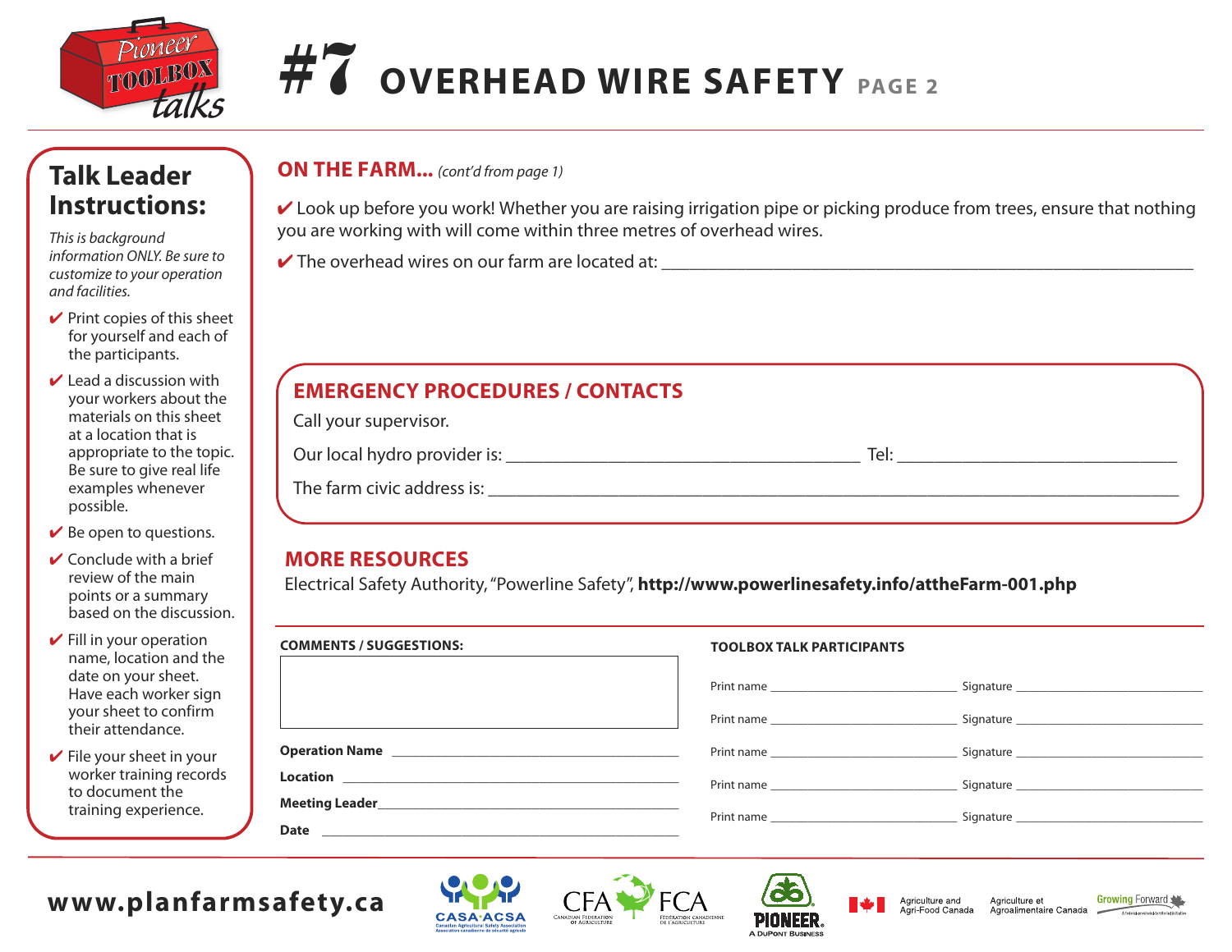# #7 OVERHEAD WIRE SAFETY PAGE 2

## Talk Leader Instructions:

*This is background information ONLY. Be sure to customize to your operation and facilities.*

- ✔ Print copies of this sheet for yourself and each of the participants.
- ✔ Lead a discussion with your workers about the materials on this sheet at a location that is appropriate to the topic. Be sure to give real life examples whenever possible.
- ✔ Be open to questions.
- ✔ Conclude with a brief review of the main points or a summary based on the discussion.
- ✔ Fill in your operation name, location and the date on your sheet. Have each worker sign your sheet to confirm their attendance.
- ✔ File your sheet in your worker training records to document the training experience.

## ON THE FARM... *(cont'd from page 1)*

✔ Look up before you work! Whether you are raising irrigation pipe or picking produce from trees, ensure that nothing you are working with will come within three metres of overhead wires.

✔ The overhead wires on our farm are located at: ____________________

## EMERGENCY PROCEDURES / CONTACTS

Call your supervisor.

Our local hydro provider is: ____________________ Tel: ____________________

The farm civic address is: ____________________

## MORE RESOURCES

Electrical Safety Authority, "Powerline Safety", **http://www.powerlinesafety.info/attheFarm-001.php**

**COMMENTS / SUGGESTIONS:**

**Operation Name** ____________________

**Location** ____________________

**Meeting Leader** ____________________

**Date** ____________________

**TOOLBOX TALK PARTICIPANTS**

| | |
|---|---|
| Print name ____________________ | Signature ____________________ |
| Print name ____________________ | Signature ____________________ |
| Print name ____________________ | Signature ____________________ |
| Print name ____________________ | Signature ____________________ |
| Print name ____________________ | Signature ____________________ |

**www.planfarmsafety.ca**